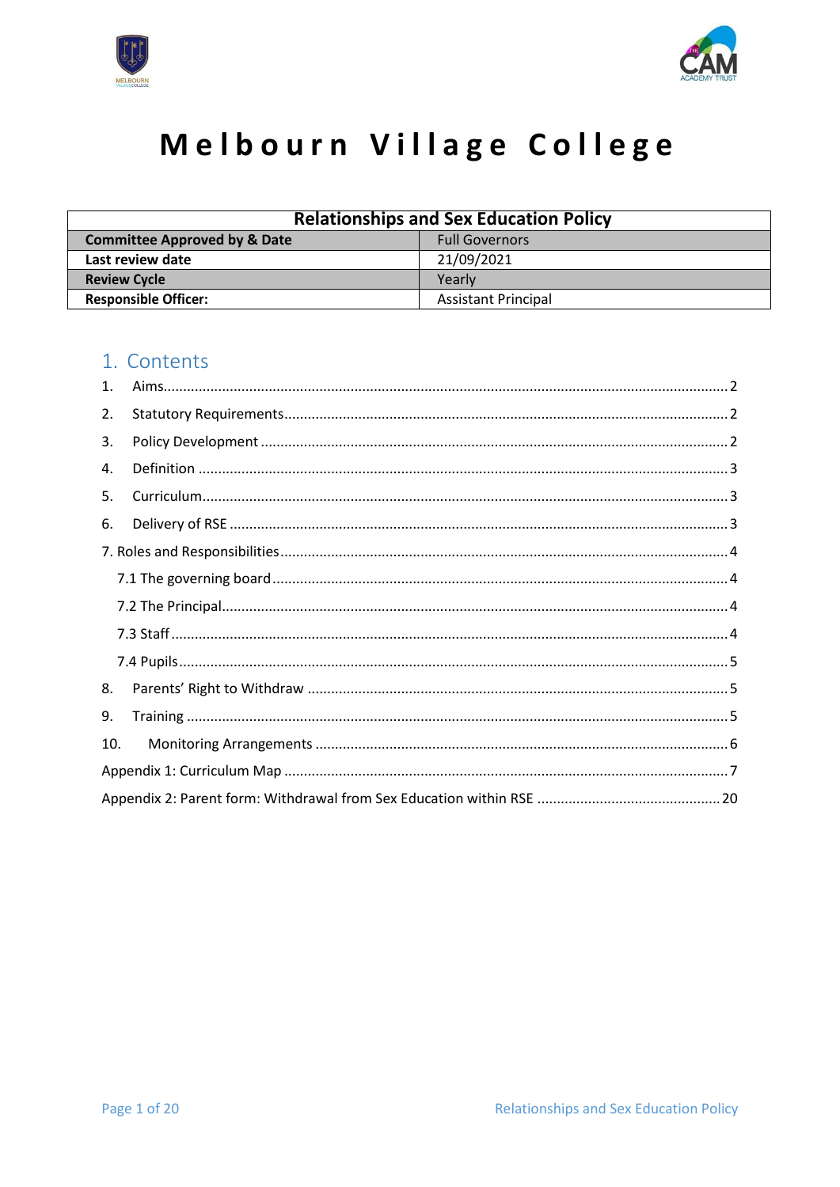# Melbourn Village College

| Relationships and Sex Education Policy | |
|---|---|
| **Committee Approved by & Date** | Full Governors |
| **Last review date** | 21/09/2021 |
| **Review Cycle** | Yearly |
| **Responsible Officer:** | Assistant Principal |

## 1. Contents

1. Aims....................................................................2
2. Statutory Requirements....................................................................2
3. Policy Development....................................................................2
4. Definition....................................................................3
5. Curriculum....................................................................3
6. Delivery of RSE....................................................................3

7. Roles and Responsibilities....................................................................4
   - 7.1 The governing board....................................................................4
   - 7.2 The Principal....................................................................4
   - 7.3 Staff....................................................................4
   - 7.4 Pupils....................................................................5

8. Parents' Right to Withdraw....................................................................5
9. Training....................................................................5
10. Monitoring Arrangements....................................................................6

Appendix 1: Curriculum Map....................................................................7

Appendix 2: Parent form: Withdrawal from Sex Education within RSE....................................................................20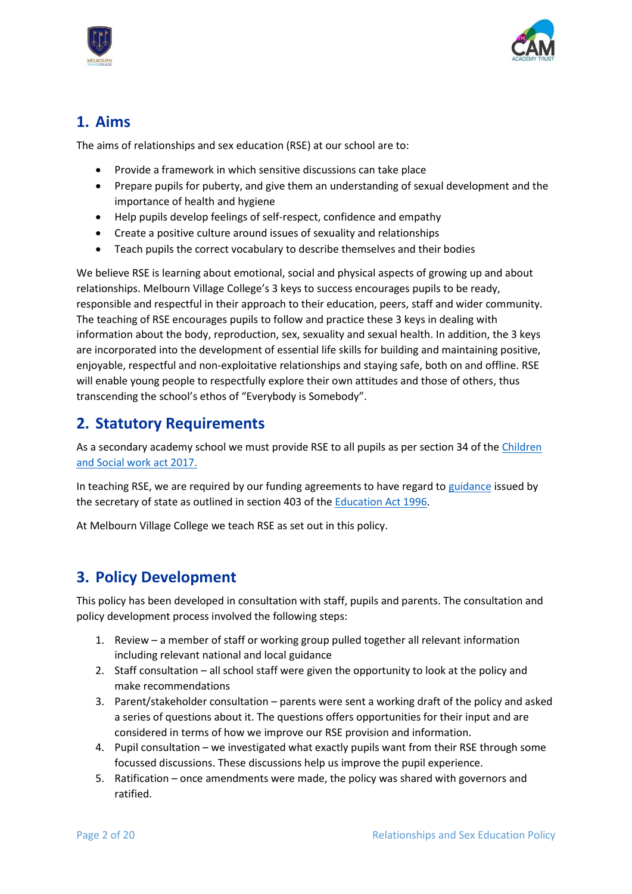## 1. Aims

The aims of relationships and sex education (RSE) at our school are to:

- Provide a framework in which sensitive discussions can take place
- Prepare pupils for puberty, and give them an understanding of sexual development and the importance of health and hygiene
- Help pupils develop feelings of self-respect, confidence and empathy
- Create a positive culture around issues of sexuality and relationships
- Teach pupils the correct vocabulary to describe themselves and their bodies

We believe RSE is learning about emotional, social and physical aspects of growing up and about relationships. Melbourn Village College's 3 keys to success encourages pupils to be ready, responsible and respectful in their approach to their education, peers, staff and wider community. The teaching of RSE encourages pupils to follow and practice these 3 keys in dealing with information about the body, reproduction, sex, sexuality and sexual health. In addition, the 3 keys are incorporated into the development of essential life skills for building and maintaining positive, enjoyable, respectful and non-exploitative relationships and staying safe, both on and offline. RSE will enable young people to respectfully explore their own attitudes and those of others, thus transcending the school's ethos of "Everybody is Somebody".

## 2. Statutory Requirements

As a secondary academy school we must provide RSE to all pupils as per section 34 of the Children and Social work act 2017.

In teaching RSE, we are required by our funding agreements to have regard to guidance issued by the secretary of state as outlined in section 403 of the Education Act 1996.

At Melbourn Village College we teach RSE as set out in this policy.

## 3. Policy Development

This policy has been developed in consultation with staff, pupils and parents. The consultation and policy development process involved the following steps:

1. Review – a member of staff or working group pulled together all relevant information including relevant national and local guidance
2. Staff consultation – all school staff were given the opportunity to look at the policy and make recommendations
3. Parent/stakeholder consultation – parents were sent a working draft of the policy and asked a series of questions about it. The questions offers opportunities for their input and are considered in terms of how we improve our RSE provision and information.
4. Pupil consultation – we investigated what exactly pupils want from their RSE through some focussed discussions. These discussions help us improve the pupil experience.
5. Ratification – once amendments were made, the policy was shared with governors and ratified.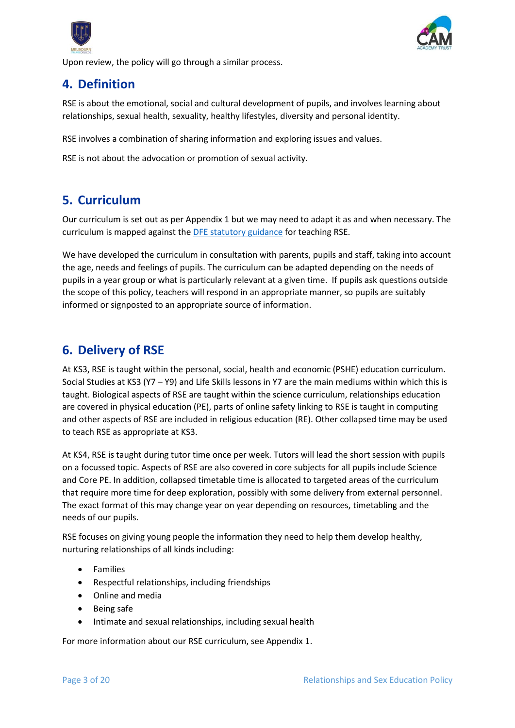Upon review, the policy will go through a similar process.

## 4. Definition

RSE is about the emotional, social and cultural development of pupils, and involves learning about relationships, sexual health, sexuality, healthy lifestyles, diversity and personal identity.

RSE involves a combination of sharing information and exploring issues and values.

RSE is not about the advocation or promotion of sexual activity.

## 5. Curriculum

Our curriculum is set out as per Appendix 1 but we may need to adapt it as and when necessary. The curriculum is mapped against the [DFE statutory guidance]() for teaching RSE.

We have developed the curriculum in consultation with parents, pupils and staff, taking into account the age, needs and feelings of pupils. The curriculum can be adapted depending on the needs of pupils in a year group or what is particularly relevant at a given time. If pupils ask questions outside the scope of this policy, teachers will respond in an appropriate manner, so pupils are suitably informed or signposted to an appropriate source of information.

## 6. Delivery of RSE

At KS3, RSE is taught within the personal, social, health and economic (PSHE) education curriculum. Social Studies at KS3 (Y7 – Y9) and Life Skills lessons in Y7 are the main mediums within which this is taught. Biological aspects of RSE are taught within the science curriculum, relationships education are covered in physical education (PE), parts of online safety linking to RSE is taught in computing and other aspects of RSE are included in religious education (RE). Other collapsed time may be used to teach RSE as appropriate at KS3.

At KS4, RSE is taught during tutor time once per week. Tutors will lead the short session with pupils on a focussed topic. Aspects of RSE are also covered in core subjects for all pupils include Science and Core PE. In addition, collapsed timetable time is allocated to targeted areas of the curriculum that require more time for deep exploration, possibly with some delivery from external personnel. The exact format of this may change year on year depending on resources, timetabling and the needs of our pupils.

RSE focuses on giving young people the information they need to help them develop healthy, nurturing relationships of all kinds including:

- Families
- Respectful relationships, including friendships
- Online and media
- Being safe
- Intimate and sexual relationships, including sexual health

For more information about our RSE curriculum, see Appendix 1.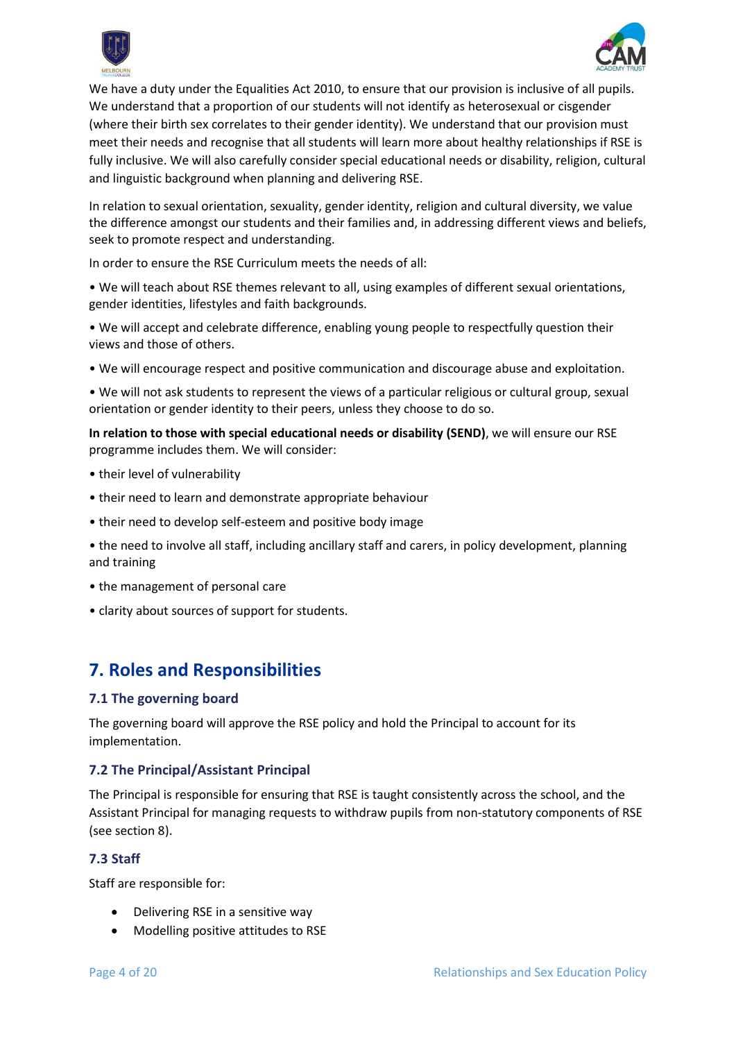We have a duty under the Equalities Act 2010, to ensure that our provision is inclusive of all pupils. We understand that a proportion of our students will not identify as heterosexual or cisgender (where their birth sex correlates to their gender identity). We understand that our provision must meet their needs and recognise that all students will learn more about healthy relationships if RSE is fully inclusive. We will also carefully consider special educational needs or disability, religion, cultural and linguistic background when planning and delivering RSE.

In relation to sexual orientation, sexuality, gender identity, religion and cultural diversity, we value the difference amongst our students and their families and, in addressing different views and beliefs, seek to promote respect and understanding.

In order to ensure the RSE Curriculum meets the needs of all:

• We will teach about RSE themes relevant to all, using examples of different sexual orientations, gender identities, lifestyles and faith backgrounds.

• We will accept and celebrate difference, enabling young people to respectfully question their views and those of others.

• We will encourage respect and positive communication and discourage abuse and exploitation.

• We will not ask students to represent the views of a particular religious or cultural group, sexual orientation or gender identity to their peers, unless they choose to do so.

**In relation to those with special educational needs or disability (SEND)**, we will ensure our RSE programme includes them. We will consider:

• their level of vulnerability

• their need to learn and demonstrate appropriate behaviour

• their need to develop self-esteem and positive body image

• the need to involve all staff, including ancillary staff and carers, in policy development, planning and training

• the management of personal care

• clarity about sources of support for students.

## 7. Roles and Responsibilities

### 7.1 The governing board

The governing board will approve the RSE policy and hold the Principal to account for its implementation.

### 7.2 The Principal/Assistant Principal

The Principal is responsible for ensuring that RSE is taught consistently across the school, and the Assistant Principal for managing requests to withdraw pupils from non-statutory components of RSE (see section 8).

### 7.3 Staff

Staff are responsible for:

- Delivering RSE in a sensitive way
- Modelling positive attitudes to RSE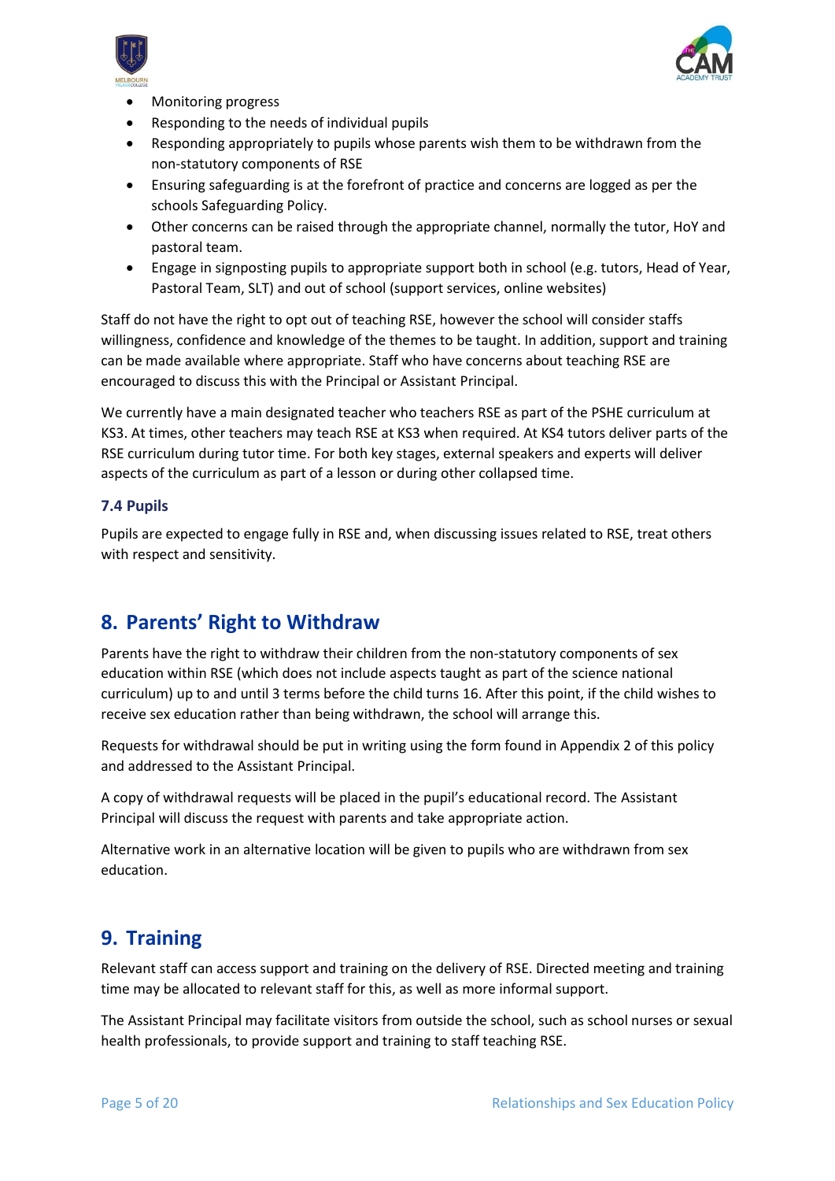- Monitoring progress
- Responding to the needs of individual pupils
- Responding appropriately to pupils whose parents wish them to be withdrawn from the non-statutory components of RSE
- Ensuring safeguarding is at the forefront of practice and concerns are logged as per the schools Safeguarding Policy.
- Other concerns can be raised through the appropriate channel, normally the tutor, HoY and pastoral team.
- Engage in signposting pupils to appropriate support both in school (e.g. tutors, Head of Year, Pastoral Team, SLT) and out of school (support services, online websites)

Staff do not have the right to opt out of teaching RSE, however the school will consider staffs willingness, confidence and knowledge of the themes to be taught. In addition, support and training can be made available where appropriate. Staff who have concerns about teaching RSE are encouraged to discuss this with the Principal or Assistant Principal.

We currently have a main designated teacher who teachers RSE as part of the PSHE curriculum at KS3. At times, other teachers may teach RSE at KS3 when required. At KS4 tutors deliver parts of the RSE curriculum during tutor time. For both key stages, external speakers and experts will deliver aspects of the curriculum as part of a lesson or during other collapsed time.

### 7.4 Pupils

Pupils are expected to engage fully in RSE and, when discussing issues related to RSE, treat others with respect and sensitivity.

## 8. Parents' Right to Withdraw

Parents have the right to withdraw their children from the non-statutory components of sex education within RSE (which does not include aspects taught as part of the science national curriculum) up to and until 3 terms before the child turns 16. After this point, if the child wishes to receive sex education rather than being withdrawn, the school will arrange this.

Requests for withdrawal should be put in writing using the form found in Appendix 2 of this policy and addressed to the Assistant Principal.

A copy of withdrawal requests will be placed in the pupil's educational record. The Assistant Principal will discuss the request with parents and take appropriate action.

Alternative work in an alternative location will be given to pupils who are withdrawn from sex education.

## 9. Training

Relevant staff can access support and training on the delivery of RSE. Directed meeting and training time may be allocated to relevant staff for this, as well as more informal support.

The Assistant Principal may facilitate visitors from outside the school, such as school nurses or sexual health professionals, to provide support and training to staff teaching RSE.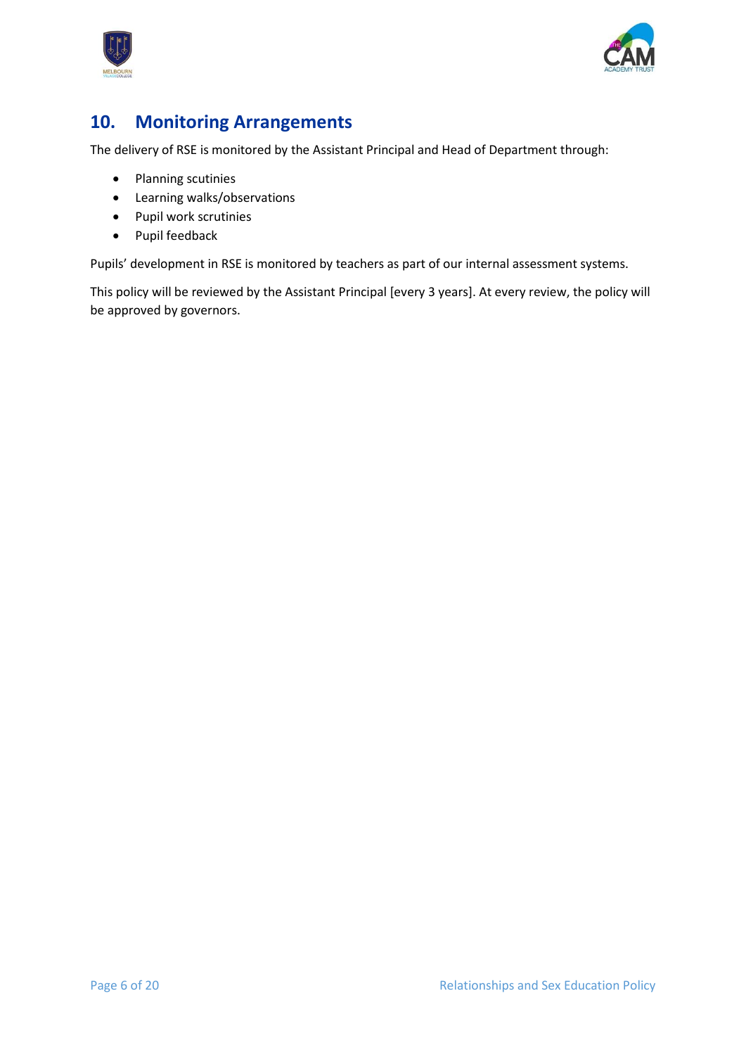## 10. Monitoring Arrangements

The delivery of RSE is monitored by the Assistant Principal and Head of Department through:

- Planning scutinies
- Learning walks/observations
- Pupil work scrutinies
- Pupil feedback

Pupils' development in RSE is monitored by teachers as part of our internal assessment systems.

This policy will be reviewed by the Assistant Principal [every 3 years]. At every review, the policy will be approved by governors.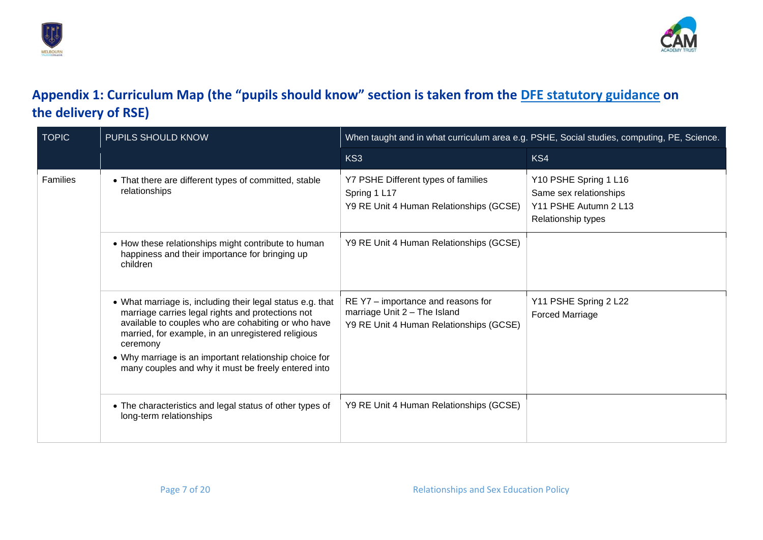## Appendix 1: Curriculum Map (the "pupils should know" section is taken from the DFE statutory guidance on the delivery of RSE)

| TOPIC | PUPILS SHOULD KNOW | When taught and in what curriculum area e.g. PSHE, Social studies, computing, PE, Science. | |
|---|---|---|---|
| | | KS3 | KS4 |
| Families | • That there are different types of committed, stable relationships | Y7 PSHE Different types of families Spring 1 L17<br>Y9 RE Unit 4 Human Relationships (GCSE) | Y10 PSHE Spring 1 L16<br>Same sex relationships<br>Y11 PSHE Autumn 2 L13<br>Relationship types |
| | • How these relationships might contribute to human happiness and their importance for bringing up children | Y9 RE Unit 4 Human Relationships (GCSE) | |
| | • What marriage is, including their legal status e.g. that marriage carries legal rights and protections not available to couples who are cohabiting or who have married, for example, in an unregistered religious ceremony<br>• Why marriage is an important relationship choice for many couples and why it must be freely entered into | RE Y7 – importance and reasons for marriage Unit 2 – The Island<br>Y9 RE Unit 4 Human Relationships (GCSE) | Y11 PSHE Spring 2 L22<br>Forced Marriage |
| | • The characteristics and legal status of other types of long-term relationships | Y9 RE Unit 4 Human Relationships (GCSE) | |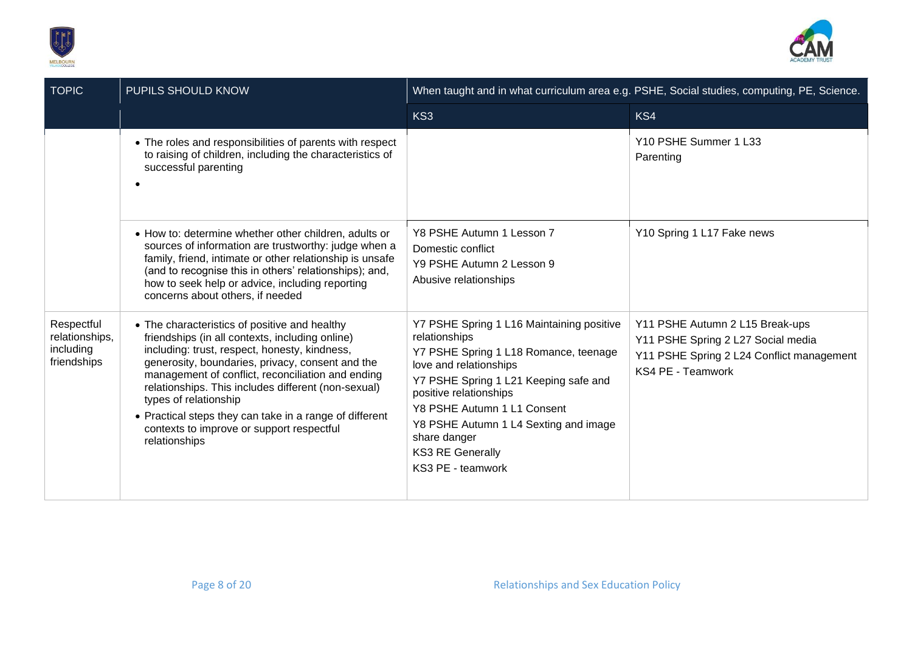| TOPIC | PUPILS SHOULD KNOW | When taught and in what curriculum area e.g. PSHE, Social studies, computing, PE, Science. | |
|---|---|---|---|
| | | KS3 | KS4 |
| | • The roles and responsibilities of parents with respect to raising of children, including the characteristics of successful parenting<br>• | | Y10 PSHE Summer 1 L33<br>Parenting |
| | • How to: determine whether other children, adults or sources of information are trustworthy: judge when a family, friend, intimate or other relationship is unsafe (and to recognise this in others' relationships); and, how to seek help or advice, including reporting concerns about others, if needed | Y8 PSHE Autumn 1 Lesson 7<br>Domestic conflict<br>Y9 PSHE Autumn 2 Lesson 9<br>Abusive relationships | Y10 Spring 1 L17 Fake news |
| Respectful relationships, including friendships | • The characteristics of positive and healthy friendships (in all contexts, including online) including: trust, respect, honesty, kindness, generosity, boundaries, privacy, consent and the management of conflict, reconciliation and ending relationships. This includes different (non-sexual) types of relationship<br>• Practical steps they can take in a range of different contexts to improve or support respectful relationships | Y7 PSHE Spring 1 L16 Maintaining positive relationships<br>Y7 PSHE Spring 1 L18 Romance, teenage love and relationships<br>Y7 PSHE Spring 1 L21 Keeping safe and positive relationships<br>Y8 PSHE Autumn 1 L1 Consent<br>Y8 PSHE Autumn 1 L4 Sexting and image share danger<br>KS3 RE Generally<br>KS3 PE - teamwork | Y11 PSHE Autumn 2 L15 Break-ups<br>Y11 PSHE Spring 2 L27 Social media<br>Y11 PSHE Spring 2 L24 Conflict management<br>KS4 PE - Teamwork |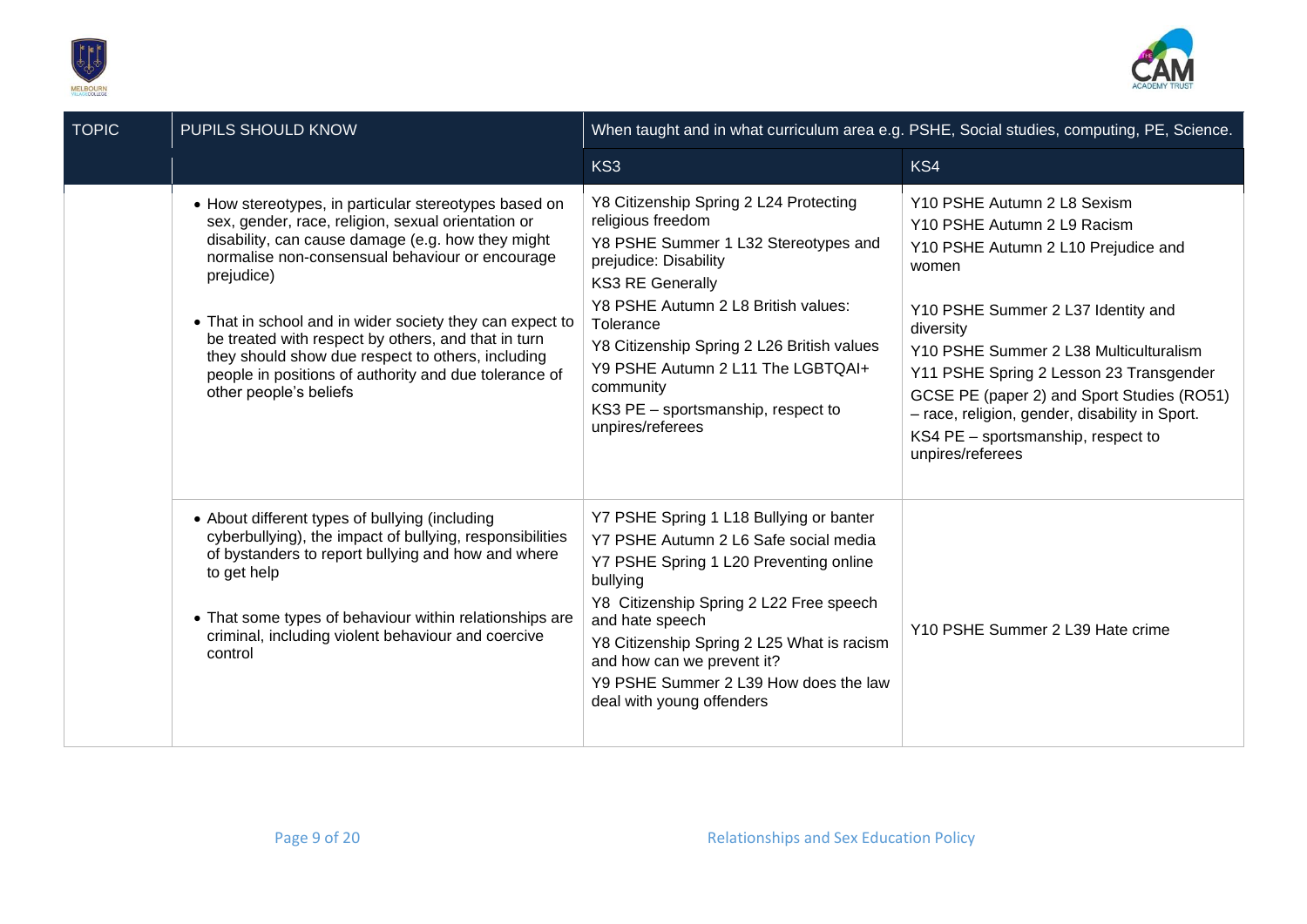| TOPIC | PUPILS SHOULD KNOW | When taught and in what curriculum area e.g. PSHE, Social studies, computing, PE, Science. | |
|---|---|---|---|
| | | KS3 | KS4 |
| | • How stereotypes, in particular stereotypes based on sex, gender, race, religion, sexual orientation or disability, can cause damage (e.g. how they might normalise non-consensual behaviour or encourage prejudice)<br><br>• That in school and in wider society they can expect to be treated with respect by others, and that in turn they should show due respect to others, including people in positions of authority and due tolerance of other people's beliefs | Y8 Citizenship Spring 2 L24 Protecting religious freedom<br>Y8 PSHE Summer 1 L32 Stereotypes and prejudice: Disability<br>KS3 RE Generally<br>Y8 PSHE Autumn 2 L8 British values: Tolerance<br>Y8 Citizenship Spring 2 L26 British values<br>Y9 PSHE Autumn 2 L11 The LGBTQAI+ community<br>KS3 PE – sportsmanship, respect to unpires/referees | Y10 PSHE Autumn 2 L8 Sexism<br>Y10 PSHE Autumn 2 L9 Racism<br>Y10 PSHE Autumn 2 L10 Prejudice and women<br><br>Y10 PSHE Summer 2 L37 Identity and diversity<br>Y10 PSHE Summer 2 L38 Multiculturalism<br>Y11 PSHE Spring 2 Lesson 23 Transgender<br>GCSE PE (paper 2) and Sport Studies (RO51) – race, religion, gender, disability in Sport.<br>KS4 PE – sportsmanship, respect to unpires/referees |
| | • About different types of bullying (including cyberbullying), the impact of bullying, responsibilities of bystanders to report bullying and how and where to get help<br><br>• That some types of behaviour within relationships are criminal, including violent behaviour and coercive control | Y7 PSHE Spring 1 L18 Bullying or banter<br>Y7 PSHE Autumn 2 L6 Safe social media<br>Y7 PSHE Spring 1 L20 Preventing online bullying<br>Y8 Citizenship Spring 2 L22 Free speech and hate speech<br>Y8 Citizenship Spring 2 L25 What is racism and how can we prevent it?<br>Y9 PSHE Summer 2 L39 How does the law deal with young offenders | Y10 PSHE Summer 2 L39 Hate crime |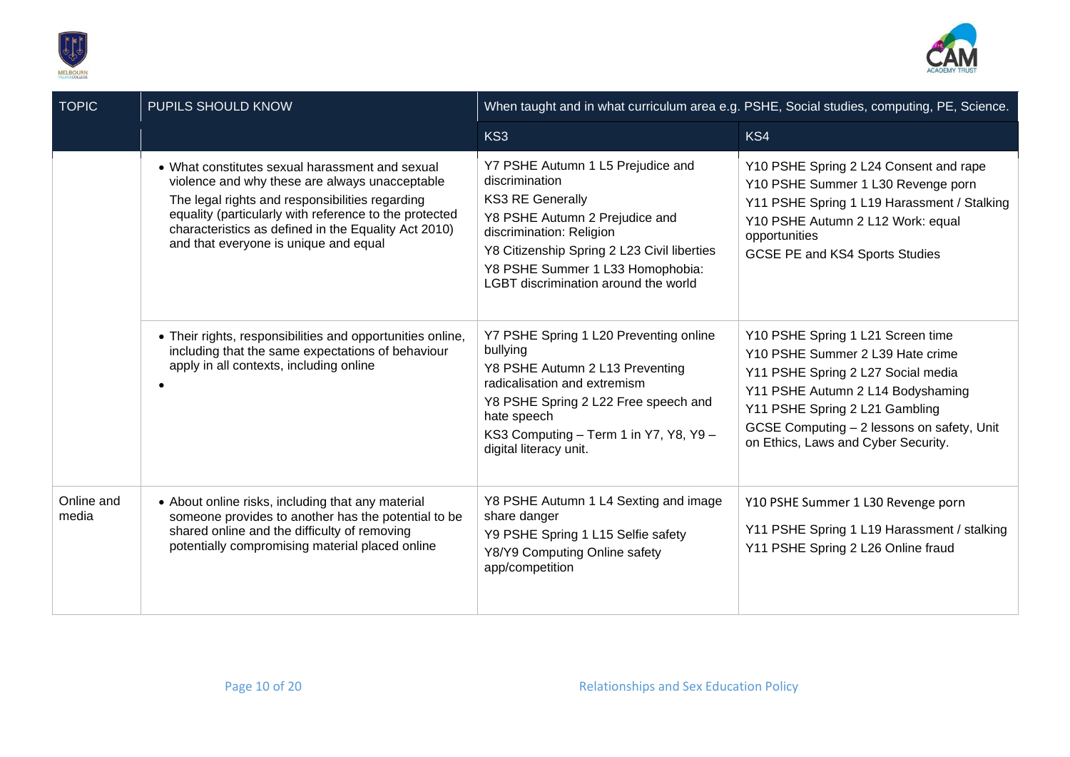| TOPIC | PUPILS SHOULD KNOW | When taught and in what curriculum area e.g. PSHE, Social studies, computing, PE, Science. | |
|---|---|---|---|
| | | KS3 | KS4 |
| | • What constitutes sexual harassment and sexual violence and why these are always unacceptable<br>The legal rights and responsibilities regarding equality (particularly with reference to the protected characteristics as defined in the Equality Act 2010) and that everyone is unique and equal | Y7 PSHE Autumn 1 L5 Prejudice and discrimination<br>KS3 RE Generally<br>Y8 PSHE Autumn 2 Prejudice and discrimination: Religion<br>Y8 Citizenship Spring 2 L23 Civil liberties<br>Y8 PSHE Summer 1 L33 Homophobia: LGBT discrimination around the world | Y10 PSHE Spring 2 L24 Consent and rape<br>Y10 PSHE Summer 1 L30 Revenge porn<br>Y11 PSHE Spring 1 L19 Harassment / Stalking<br>Y10 PSHE Autumn 2 L12 Work: equal opportunities<br>GCSE PE and KS4 Sports Studies |
| | • Their rights, responsibilities and opportunities online, including that the same expectations of behaviour apply in all contexts, including online<br>• | Y7 PSHE Spring 1 L20 Preventing online bullying<br>Y8 PSHE Autumn 2 L13 Preventing radicalisation and extremism<br>Y8 PSHE Spring 2 L22 Free speech and hate speech<br>KS3 Computing – Term 1 in Y7, Y8, Y9 – digital literacy unit. | Y10 PSHE Spring 1 L21 Screen time<br>Y10 PSHE Summer 2 L39 Hate crime<br>Y11 PSHE Spring 2 L27 Social media<br>Y11 PSHE Autumn 2 L14 Bodyshaming<br>Y11 PSHE Spring 2 L21 Gambling<br>GCSE Computing – 2 lessons on safety, Unit on Ethics, Laws and Cyber Security. |
| Online and media | • About online risks, including that any material someone provides to another has the potential to be shared online and the difficulty of removing potentially compromising material placed online | Y8 PSHE Autumn 1 L4 Sexting and image share danger<br>Y9 PSHE Spring 1 L15 Selfie safety<br>Y8/Y9 Computing Online safety app/competition | Y10 PSHE Summer 1 L30 Revenge porn<br>Y11 PSHE Spring 1 L19 Harassment / stalking<br>Y11 PSHE Spring 2 L26 Online fraud |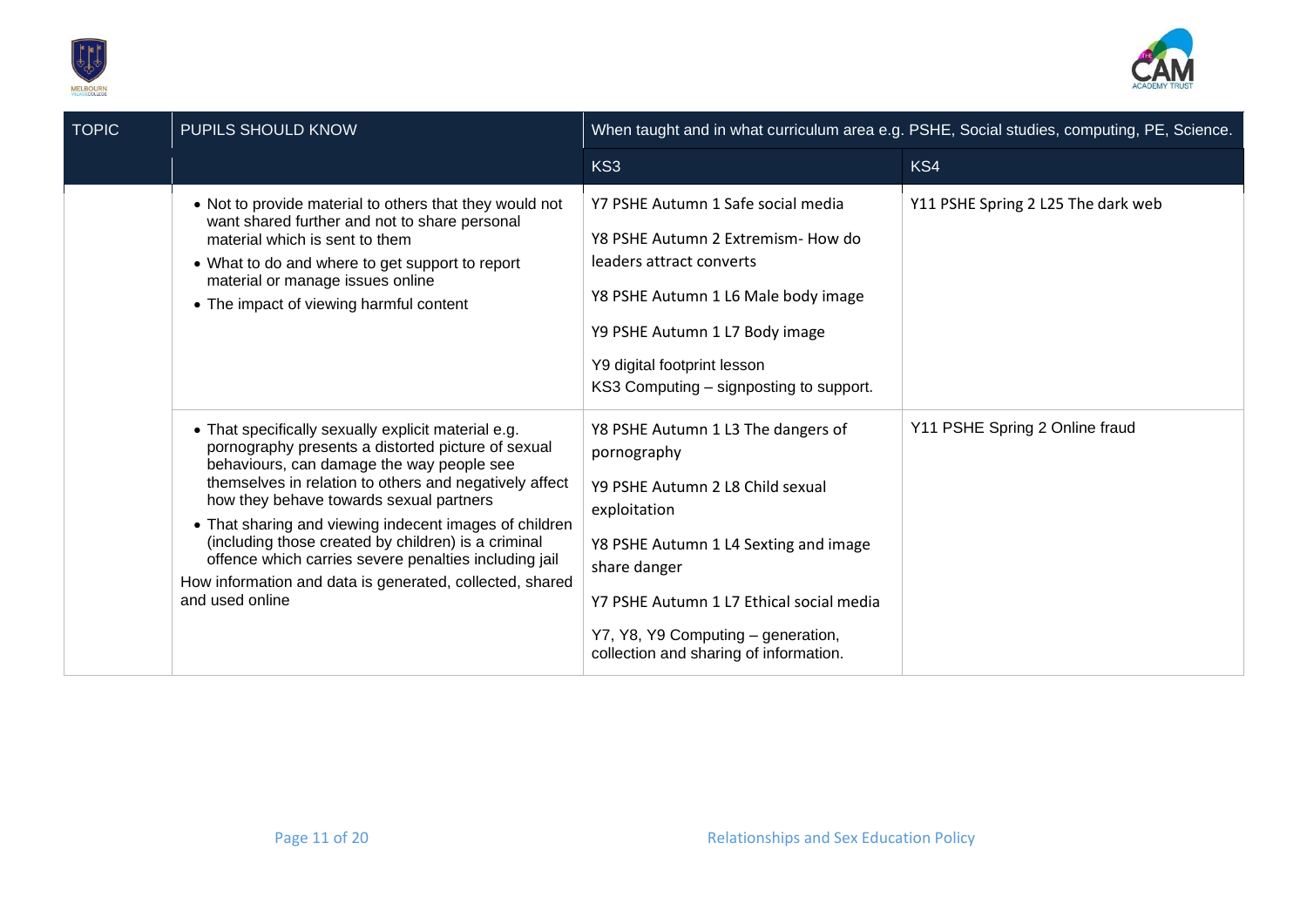| TOPIC | PUPILS SHOULD KNOW | When taught and in what curriculum area e.g. PSHE, Social studies, computing, PE, Science. | |
|---|---|---|---|
| | | KS3 | KS4 |
| | • Not to provide material to others that they would not want shared further and not to share personal material which is sent to them<br>• What to do and where to get support to report material or manage issues online<br>• The impact of viewing harmful content | Y7 PSHE Autumn 1 Safe social media<br><br>Y8 PSHE Autumn 2 Extremism- How do leaders attract converts<br><br>Y8 PSHE Autumn 1 L6 Male body image<br><br>Y9 PSHE Autumn 1 L7 Body image<br><br>Y9 digital footprint lesson<br>KS3 Computing – signposting to support. | Y11 PSHE Spring 2 L25 The dark web |
| | • That specifically sexually explicit material e.g. pornography presents a distorted picture of sexual behaviours, can damage the way people see themselves in relation to others and negatively affect how they behave towards sexual partners<br>• That sharing and viewing indecent images of children (including those created by children) is a criminal offence which carries severe penalties including jail<br>How information and data is generated, collected, shared and used online | Y8 PSHE Autumn 1 L3 The dangers of pornography<br><br>Y9 PSHE Autumn 2 L8 Child sexual exploitation<br><br>Y8 PSHE Autumn 1 L4 Sexting and image share danger<br><br>Y7 PSHE Autumn 1 L7 Ethical social media<br><br>Y7, Y8, Y9 Computing – generation, collection and sharing of information. | Y11 PSHE Spring 2 Online fraud |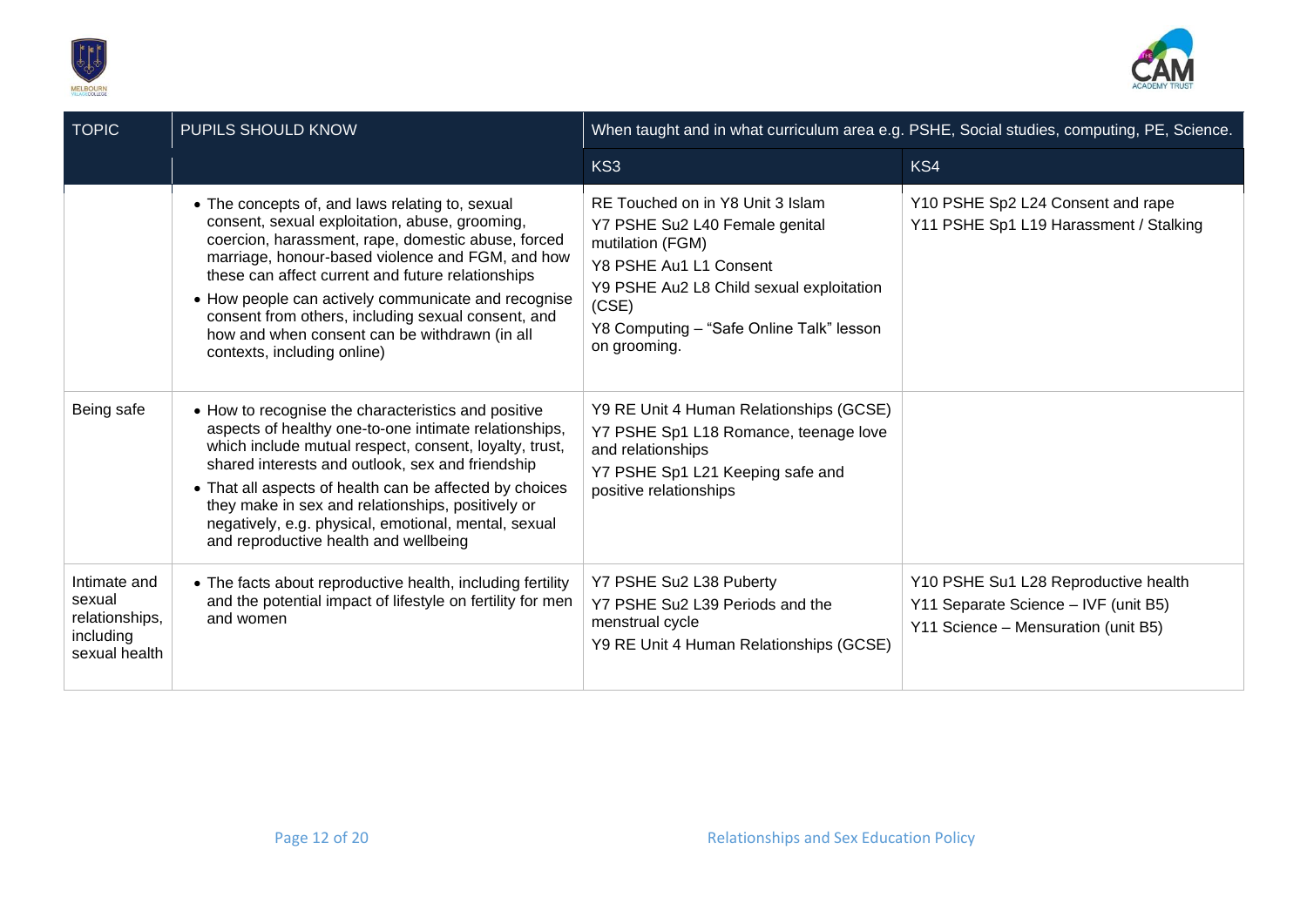| TOPIC | PUPILS SHOULD KNOW | When taught and in what curriculum area e.g. PSHE, Social studies, computing, PE, Science. | |
|---|---|---|---|
| | | KS3 | KS4 |
| | • The concepts of, and laws relating to, sexual consent, sexual exploitation, abuse, grooming, coercion, harassment, rape, domestic abuse, forced marriage, honour-based violence and FGM, and how these can affect current and future relationships<br>• How people can actively communicate and recognise consent from others, including sexual consent, and how and when consent can be withdrawn (in all contexts, including online) | RE Touched on in Y8 Unit 3 Islam<br>Y7 PSHE Su2 L40 Female genital mutilation (FGM)<br>Y8 PSHE Au1 L1 Consent<br>Y9 PSHE Au2 L8 Child sexual exploitation (CSE)<br>Y8 Computing – "Safe Online Talk" lesson on grooming. | Y10 PSHE Sp2 L24 Consent and rape<br>Y11 PSHE Sp1 L19 Harassment / Stalking |
| Being safe | • How to recognise the characteristics and positive aspects of healthy one-to-one intimate relationships, which include mutual respect, consent, loyalty, trust, shared interests and outlook, sex and friendship<br>• That all aspects of health can be affected by choices they make in sex and relationships, positively or negatively, e.g. physical, emotional, mental, sexual and reproductive health and wellbeing | Y9 RE Unit 4 Human Relationships (GCSE)<br>Y7 PSHE Sp1 L18 Romance, teenage love and relationships<br>Y7 PSHE Sp1 L21 Keeping safe and positive relationships | |
| Intimate and sexual relationships, including sexual health | • The facts about reproductive health, including fertility and the potential impact of lifestyle on fertility for men and women | Y7 PSHE Su2 L38 Puberty<br>Y7 PSHE Su2 L39 Periods and the menstrual cycle<br>Y9 RE Unit 4 Human Relationships (GCSE) | Y10 PSHE Su1 L28 Reproductive health<br>Y11 Separate Science – IVF (unit B5)<br>Y11 Science – Mensuration (unit B5) |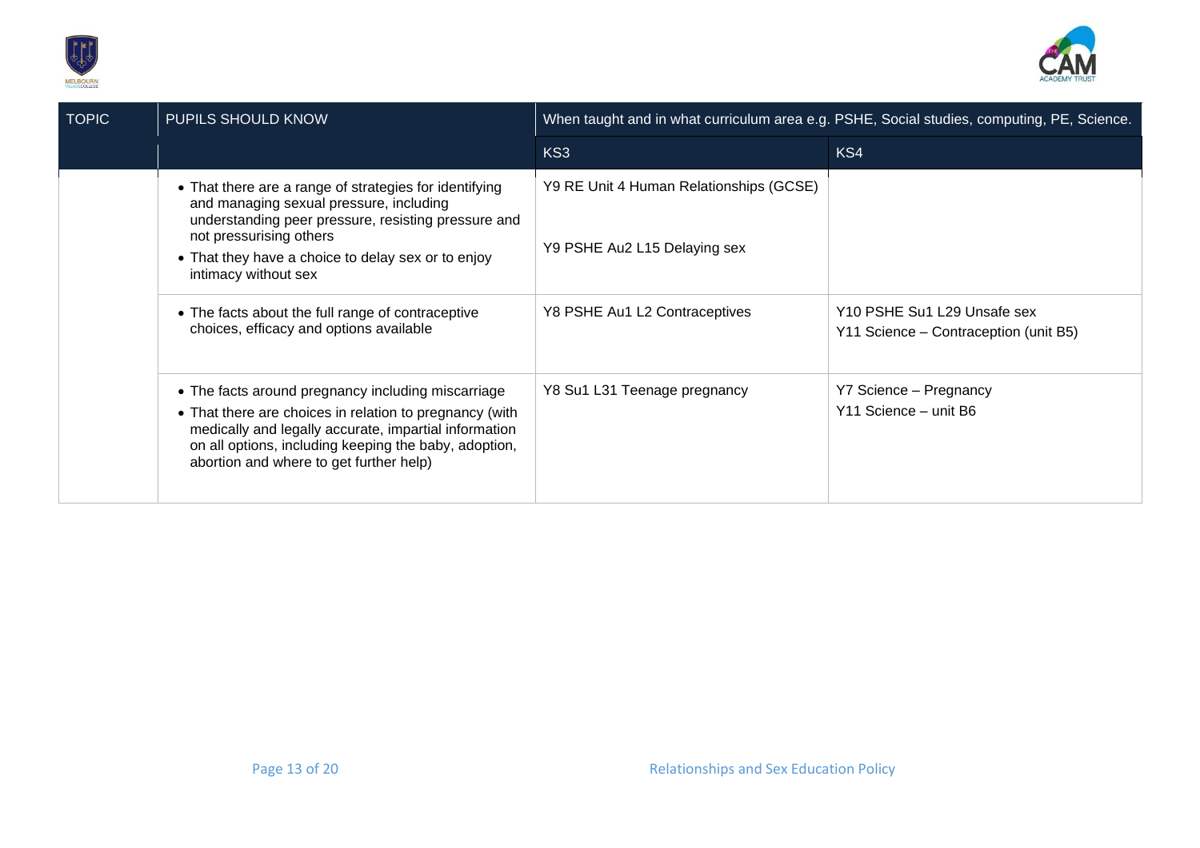| TOPIC | PUPILS SHOULD KNOW | When taught and in what curriculum area e.g. PSHE, Social studies, computing, PE, Science. | |
|---|---|---|---|
| | | KS3 | KS4 |
| | • That there are a range of strategies for identifying and managing sexual pressure, including understanding peer pressure, resisting pressure and not pressurising others<br>• That they have a choice to delay sex or to enjoy intimacy without sex | Y9 RE Unit 4 Human Relationships (GCSE)<br><br>Y9 PSHE Au2 L15 Delaying sex | |
| | • The facts about the full range of contraceptive choices, efficacy and options available | Y8 PSHE Au1 L2 Contraceptives | Y10 PSHE Su1 L29 Unsafe sex<br>Y11 Science – Contraception (unit B5) |
| | • The facts around pregnancy including miscarriage<br>• That there are choices in relation to pregnancy (with medically and legally accurate, impartial information on all options, including keeping the baby, adoption, abortion and where to get further help) | Y8 Su1 L31 Teenage pregnancy | Y7 Science – Pregnancy<br>Y11 Science – unit B6 |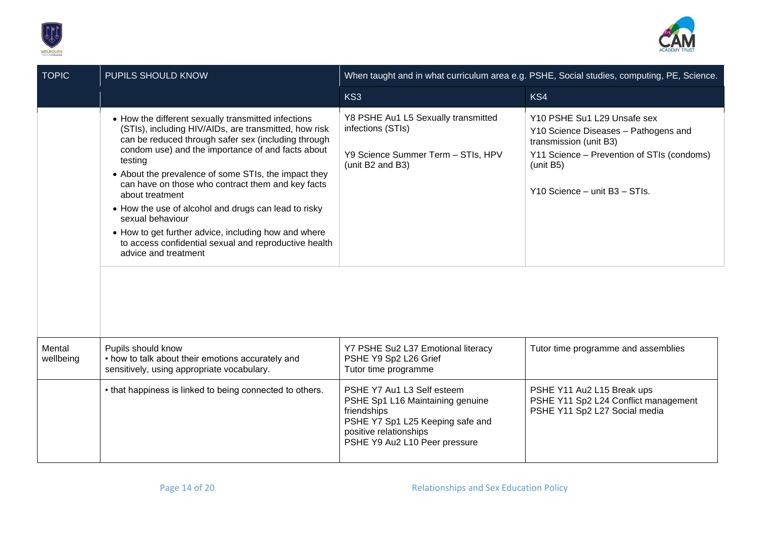| TOPIC | PUPILS SHOULD KNOW | When taught and in what curriculum area e.g. PSHE, Social studies, computing, PE, Science. | |
|---|---|---|---|
| | | KS3 | KS4 |
| | • How the different sexually transmitted infections (STIs), including HIV/AIDs, are transmitted, how risk can be reduced through safer sex (including through condom use) and the importance of and facts about testing<br>• About the prevalence of some STIs, the impact they can have on those who contract them and key facts about treatment<br>• How the use of alcohol and drugs can lead to risky sexual behaviour<br>• How to get further advice, including how and where to access confidential sexual and reproductive health advice and treatment | Y8 PSHE Au1 L5 Sexually transmitted infections (STIs)<br><br>Y9 Science Summer Term – STIs, HPV (unit B2 and B3) | Y10 PSHE Su1 L29 Unsafe sex<br>Y10 Science Diseases – Pathogens and transmission (unit B3)<br>Y11 Science – Prevention of STIs (condoms) (unit B5)<br><br>Y10 Science – unit B3 – STIs. |
| Mental wellbeing | Pupils should know<br>• how to talk about their emotions accurately and sensitively, using appropriate vocabulary. | Y7 PSHE Su2 L37 Emotional literacy<br>PSHE Y9 Sp2 L26 Grief<br>Tutor time programme | Tutor time programme and assemblies |
| | • that happiness is linked to being connected to others. | PSHE Y7 Au1 L3 Self esteem<br>PSHE Sp1 L16 Maintaining genuine friendships<br>PSHE Y7 Sp1 L25 Keeping safe and positive relationships<br>PSHE Y9 Au2 L10 Peer pressure | PSHE Y11 Au2 L15 Break ups<br>PSHE Y11 Sp2 L24 Conflict management<br>PSHE Y11 Sp2 L27 Social media |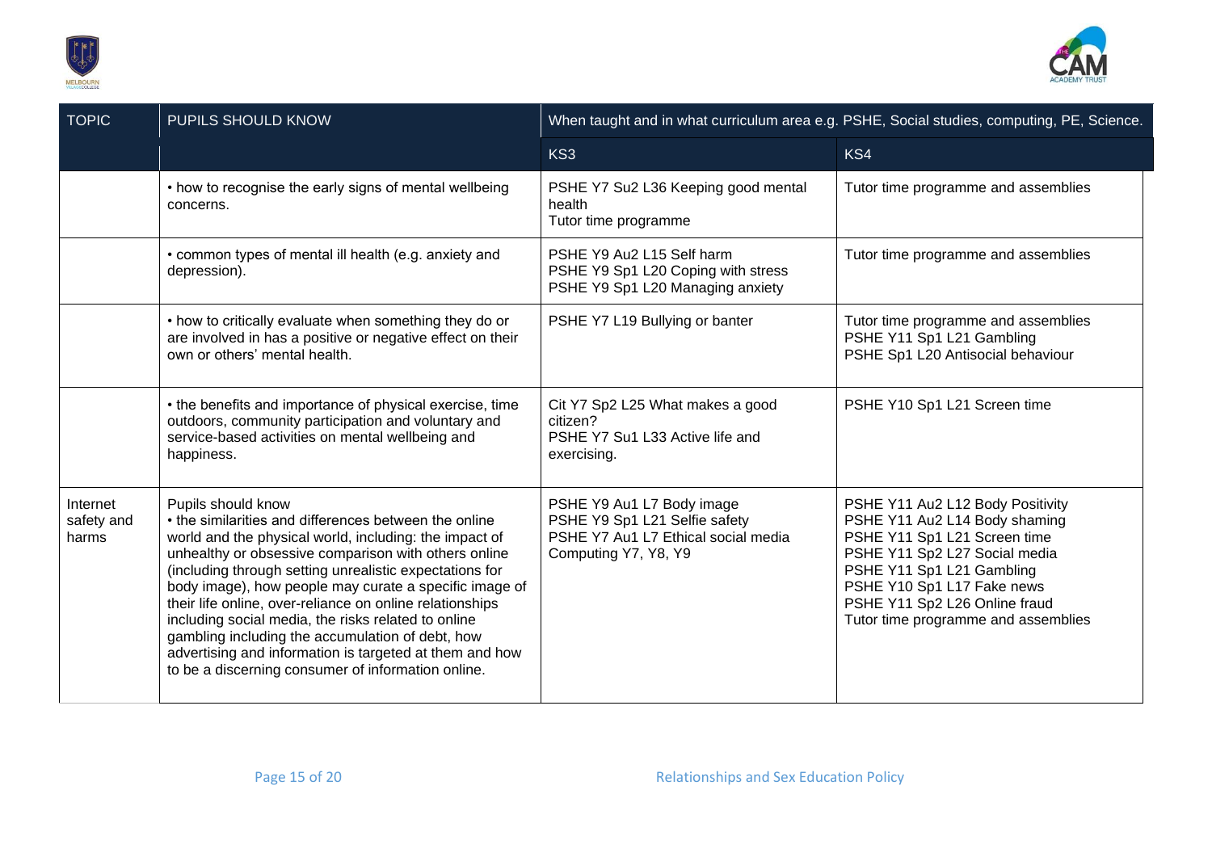| TOPIC | PUPILS SHOULD KNOW | When taught and in what curriculum area e.g. PSHE, Social studies, computing, PE, Science. | |
|---|---|---|---|
| | | KS3 | KS4 |
| | • how to recognise the early signs of mental wellbeing concerns. | PSHE Y7 Su2 L36 Keeping good mental health<br>Tutor time programme | Tutor time programme and assemblies |
| | • common types of mental ill health (e.g. anxiety and depression). | PSHE Y9 Au2 L15 Self harm<br>PSHE Y9 Sp1 L20 Coping with stress<br>PSHE Y9 Sp1 L20 Managing anxiety | Tutor time programme and assemblies |
| | • how to critically evaluate when something they do or are involved in has a positive or negative effect on their own or others' mental health. | PSHE Y7 L19 Bullying or banter | Tutor time programme and assemblies<br>PSHE Y11 Sp1 L21 Gambling<br>PSHE Sp1 L20 Antisocial behaviour |
| | • the benefits and importance of physical exercise, time outdoors, community participation and voluntary and service-based activities on mental wellbeing and happiness. | Cit Y7 Sp2 L25 What makes a good citizen?<br>PSHE Y7 Su1 L33 Active life and exercising. | PSHE Y10 Sp1 L21 Screen time |
| Internet safety and harms | Pupils should know<br>• the similarities and differences between the online world and the physical world, including: the impact of unhealthy or obsessive comparison with others online (including through setting unrealistic expectations for body image), how people may curate a specific image of their life online, over-reliance on online relationships including social media, the risks related to online gambling including the accumulation of debt, how advertising and information is targeted at them and how to be a discerning consumer of information online. | PSHE Y9 Au1 L7 Body image<br>PSHE Y9 Sp1 L21 Selfie safety<br>PSHE Y7 Au1 L7 Ethical social media<br>Computing Y7, Y8, Y9 | PSHE Y11 Au2 L12 Body Positivity<br>PSHE Y11 Au2 L14 Body shaming<br>PSHE Y11 Sp1 L21 Screen time<br>PSHE Y11 Sp2 L27 Social media<br>PSHE Y11 Sp1 L21 Gambling<br>PSHE Y10 Sp1 L17 Fake news<br>PSHE Y11 Sp2 L26 Online fraud<br>Tutor time programme and assemblies |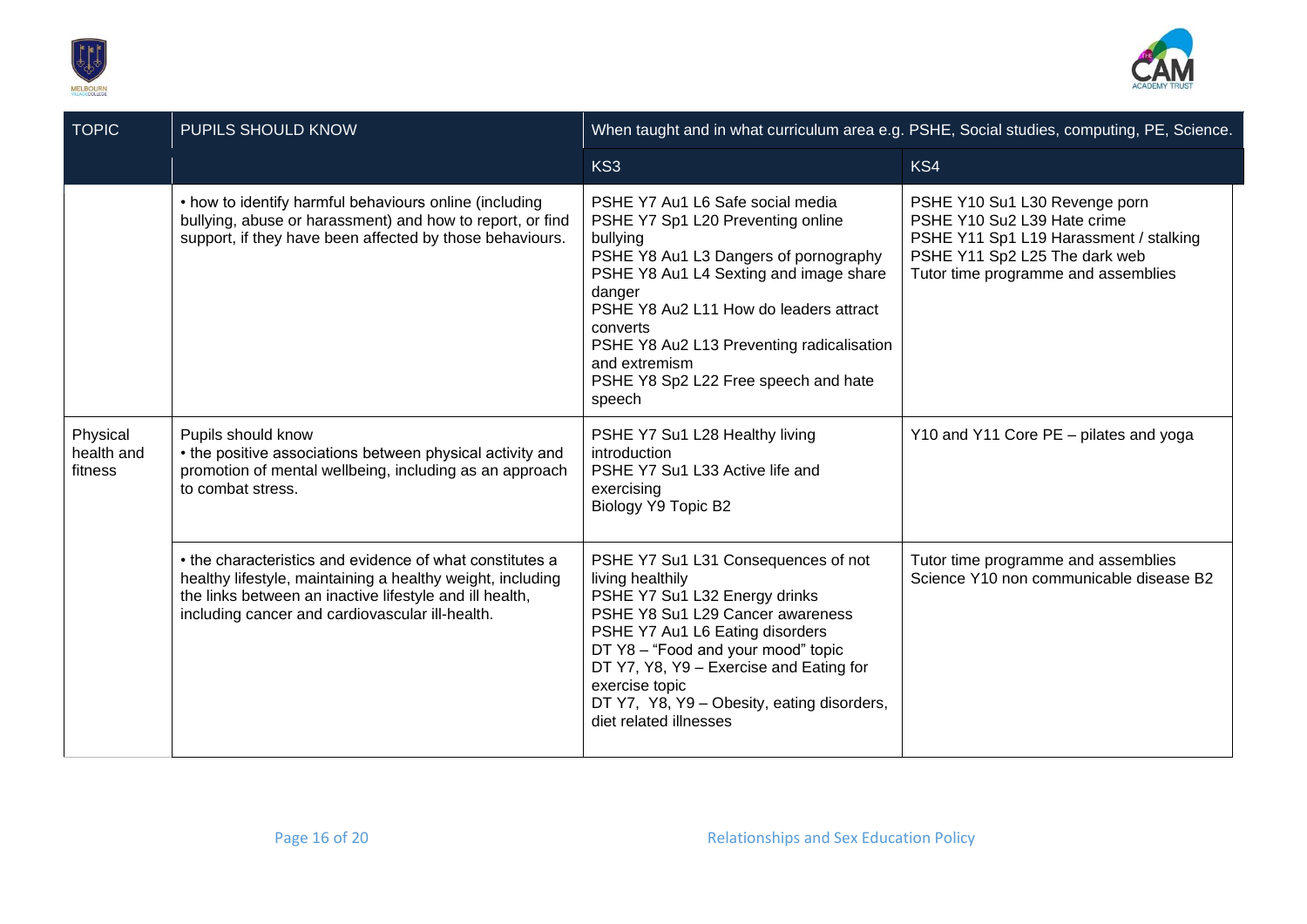| TOPIC | PUPILS SHOULD KNOW | When taught and in what curriculum area e.g. PSHE, Social studies, computing, PE, Science. | |
|---|---|---|---|
| | | KS3 | KS4 |
| | • how to identify harmful behaviours online (including bullying, abuse or harassment) and how to report, or find support, if they have been affected by those behaviours. | PSHE Y7 Au1 L6 Safe social media<br>PSHE Y7 Sp1 L20 Preventing online bullying<br>PSHE Y8 Au1 L3 Dangers of pornography<br>PSHE Y8 Au1 L4 Sexting and image share danger<br>PSHE Y8 Au2 L11 How do leaders attract converts<br>PSHE Y8 Au2 L13 Preventing radicalisation and extremism<br>PSHE Y8 Sp2 L22 Free speech and hate speech | PSHE Y10 Su1 L30 Revenge porn<br>PSHE Y10 Su2 L39 Hate crime<br>PSHE Y11 Sp1 L19 Harassment / stalking<br>PSHE Y11 Sp2 L25 The dark web<br>Tutor time programme and assemblies |
| Physical health and fitness | Pupils should know<br>• the positive associations between physical activity and promotion of mental wellbeing, including as an approach to combat stress. | PSHE Y7 Su1 L28 Healthy living introduction<br>PSHE Y7 Su1 L33 Active life and exercising<br>Biology Y9 Topic B2 | Y10 and Y11 Core PE – pilates and yoga |
| | • the characteristics and evidence of what constitutes a healthy lifestyle, maintaining a healthy weight, including the links between an inactive lifestyle and ill health, including cancer and cardiovascular ill-health. | PSHE Y7 Su1 L31 Consequences of not living healthily<br>PSHE Y7 Su1 L32 Energy drinks<br>PSHE Y8 Su1 L29 Cancer awareness<br>PSHE Y7 Au1 L6 Eating disorders<br>DT Y8 – "Food and your mood" topic<br>DT Y7, Y8, Y9 – Exercise and Eating for exercise topic<br>DT Y7, Y8, Y9 – Obesity, eating disorders, diet related illnesses | Tutor time programme and assemblies<br>Science Y10 non communicable disease B2 |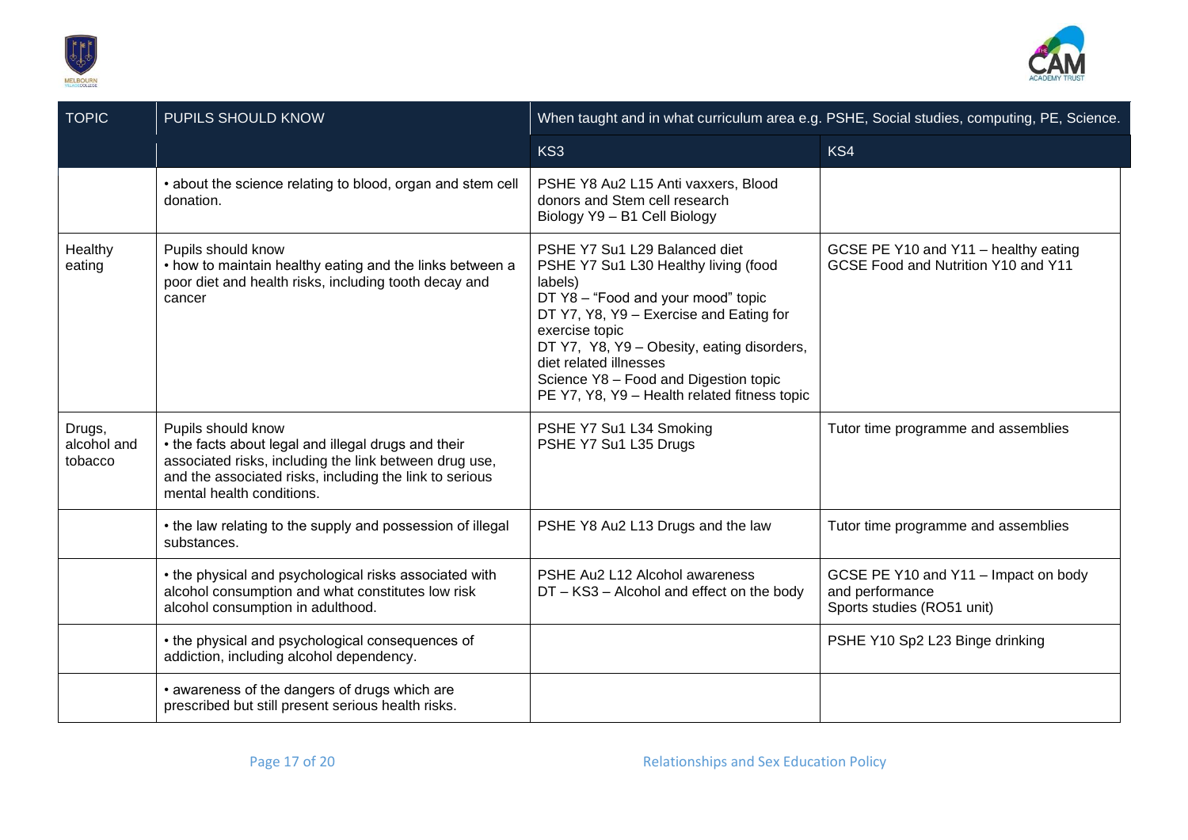| TOPIC | PUPILS SHOULD KNOW | When taught and in what curriculum area e.g. PSHE, Social studies, computing, PE, Science. | |
|---|---|---|---|
| | | KS3 | KS4 |
| | • about the science relating to blood, organ and stem cell donation. | PSHE Y8 Au2 L15 Anti vaxxers, Blood donors and Stem cell research<br>Biology Y9 – B1 Cell Biology | |
| Healthy eating | Pupils should know<br>• how to maintain healthy eating and the links between a poor diet and health risks, including tooth decay and cancer | PSHE Y7 Su1 L29 Balanced diet<br>PSHE Y7 Su1 L30 Healthy living (food labels)<br>DT Y8 – "Food and your mood" topic<br>DT Y7, Y8, Y9 – Exercise and Eating for exercise topic<br>DT Y7, Y8, Y9 – Obesity, eating disorders, diet related illnesses<br>Science Y8 – Food and Digestion topic<br>PE Y7, Y8, Y9 – Health related fitness topic | GCSE PE Y10 and Y11 – healthy eating<br>GCSE Food and Nutrition Y10 and Y11 |
| Drugs, alcohol and tobacco | Pupils should know<br>• the facts about legal and illegal drugs and their associated risks, including the link between drug use, and the associated risks, including the link to serious mental health conditions. | PSHE Y7 Su1 L34 Smoking<br>PSHE Y7 Su1 L35 Drugs | Tutor time programme and assemblies |
| | • the law relating to the supply and possession of illegal substances. | PSHE Y8 Au2 L13 Drugs and the law | Tutor time programme and assemblies |
| | • the physical and psychological risks associated with alcohol consumption and what constitutes low risk alcohol consumption in adulthood. | PSHE Au2 L12 Alcohol awareness<br>DT – KS3 – Alcohol and effect on the body | GCSE PE Y10 and Y11 – Impact on body and performance<br>Sports studies (RO51 unit) |
| | • the physical and psychological consequences of addiction, including alcohol dependency. | | PSHE Y10 Sp2 L23 Binge drinking |
| | • awareness of the dangers of drugs which are prescribed but still present serious health risks. | | |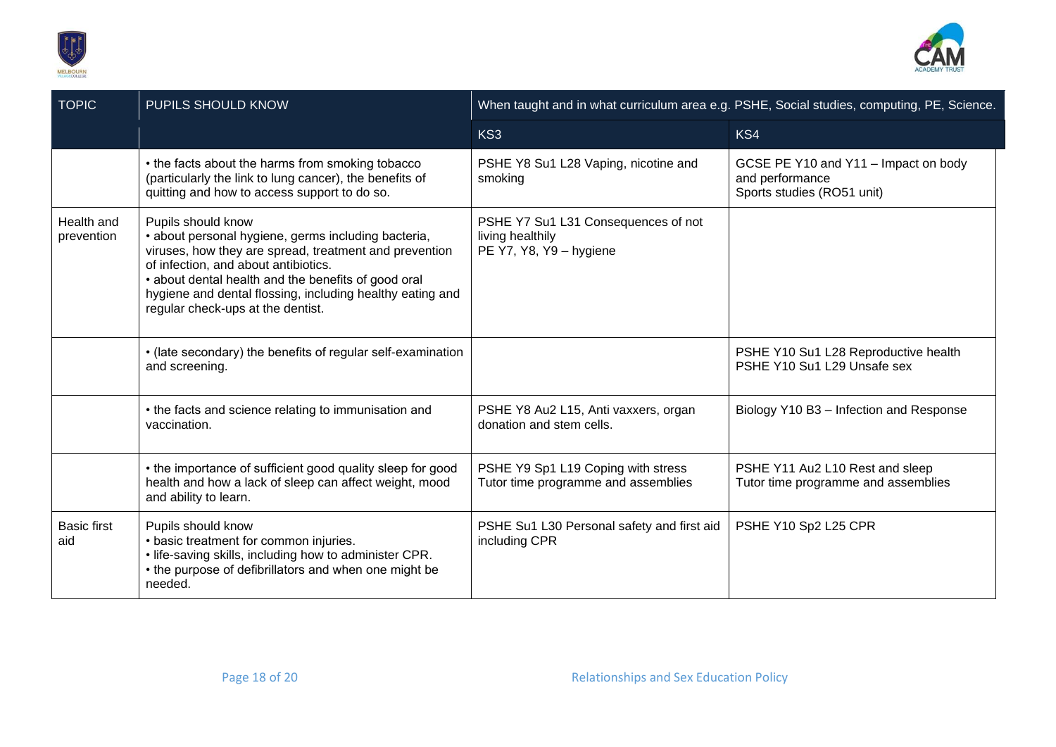| TOPIC | PUPILS SHOULD KNOW | When taught and in what curriculum area e.g. PSHE, Social studies, computing, PE, Science. | |
|---|---|---|---|
| | | KS3 | KS4 |
| | • the facts about the harms from smoking tobacco (particularly the link to lung cancer), the benefits of quitting and how to access support to do so. | PSHE Y8 Su1 L28 Vaping, nicotine and smoking | GCSE PE Y10 and Y11 – Impact on body and performance<br>Sports studies (RO51 unit) |
| Health and prevention | Pupils should know<br>• about personal hygiene, germs including bacteria, viruses, how they are spread, treatment and prevention of infection, and about antibiotics.<br>• about dental health and the benefits of good oral hygiene and dental flossing, including healthy eating and regular check-ups at the dentist. | PSHE Y7 Su1 L31 Consequences of not living healthily<br>PE Y7, Y8, Y9 – hygiene | |
| | • (late secondary) the benefits of regular self-examination and screening. | | PSHE Y10 Su1 L28 Reproductive health<br>PSHE Y10 Su1 L29 Unsafe sex |
| | • the facts and science relating to immunisation and vaccination. | PSHE Y8 Au2 L15, Anti vaxxers, organ donation and stem cells. | Biology Y10 B3 – Infection and Response |
| | • the importance of sufficient good quality sleep for good health and how a lack of sleep can affect weight, mood and ability to learn. | PSHE Y9 Sp1 L19 Coping with stress<br>Tutor time programme and assemblies | PSHE Y11 Au2 L10 Rest and sleep<br>Tutor time programme and assemblies |
| Basic first aid | Pupils should know<br>• basic treatment for common injuries.<br>• life-saving skills, including how to administer CPR.<br>• the purpose of defibrillators and when one might be needed. | PSHE Su1 L30 Personal safety and first aid including CPR | PSHE Y10 Sp2 L25 CPR |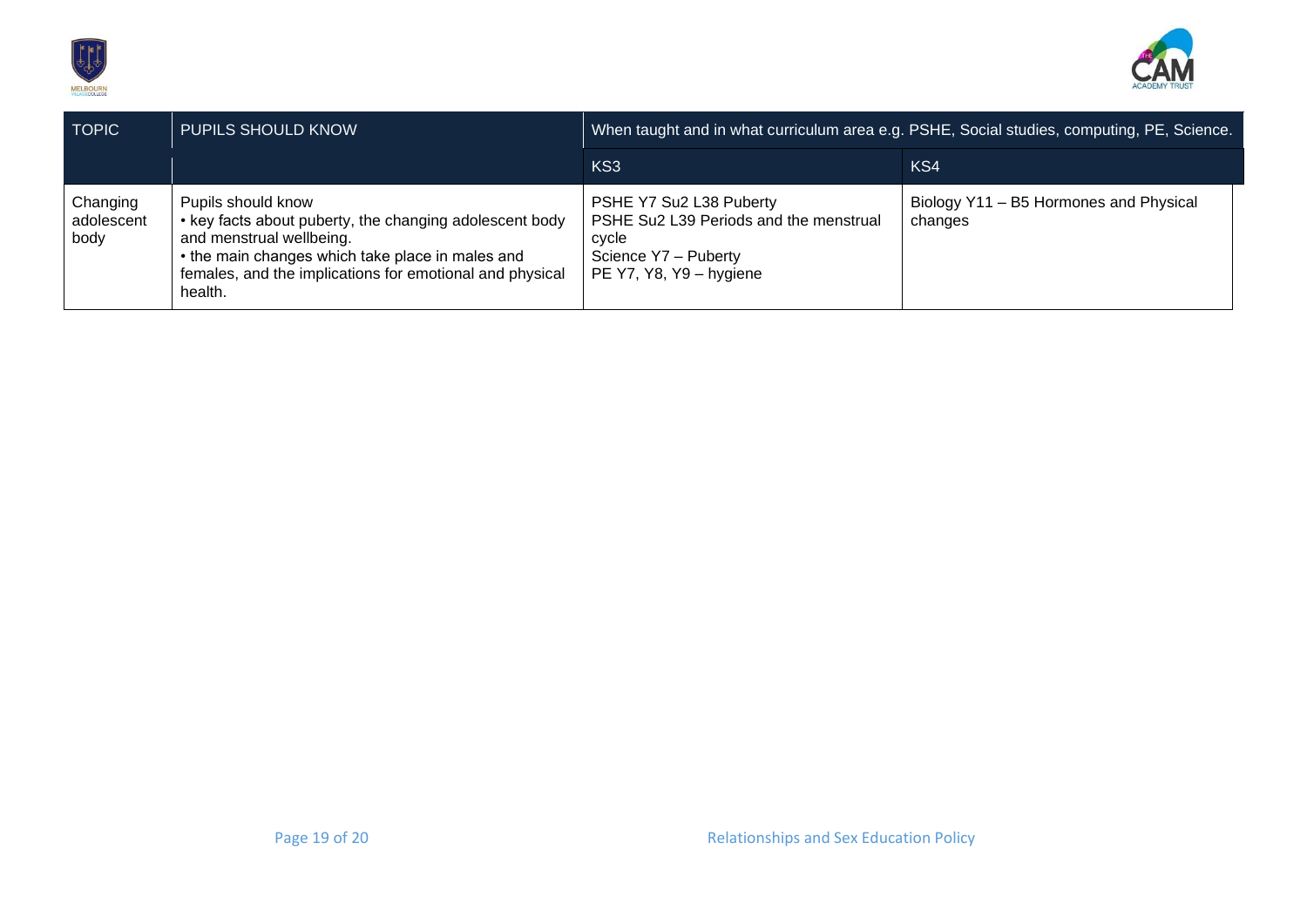| TOPIC | PUPILS SHOULD KNOW | When taught and in what curriculum area e.g. PSHE, Social studies, computing, PE, Science. | |
|---|---|---|---|
| | | KS3 | KS4 |
| Changing adolescent body | Pupils should know<br>• key facts about puberty, the changing adolescent body and menstrual wellbeing.<br>• the main changes which take place in males and females, and the implications for emotional and physical health. | PSHE Y7 Su2 L38 Puberty<br>PSHE Su2 L39 Periods and the menstrual cycle<br>Science Y7 – Puberty<br>PE Y7, Y8, Y9 – hygiene | Biology Y11 – B5 Hormones and Physical changes |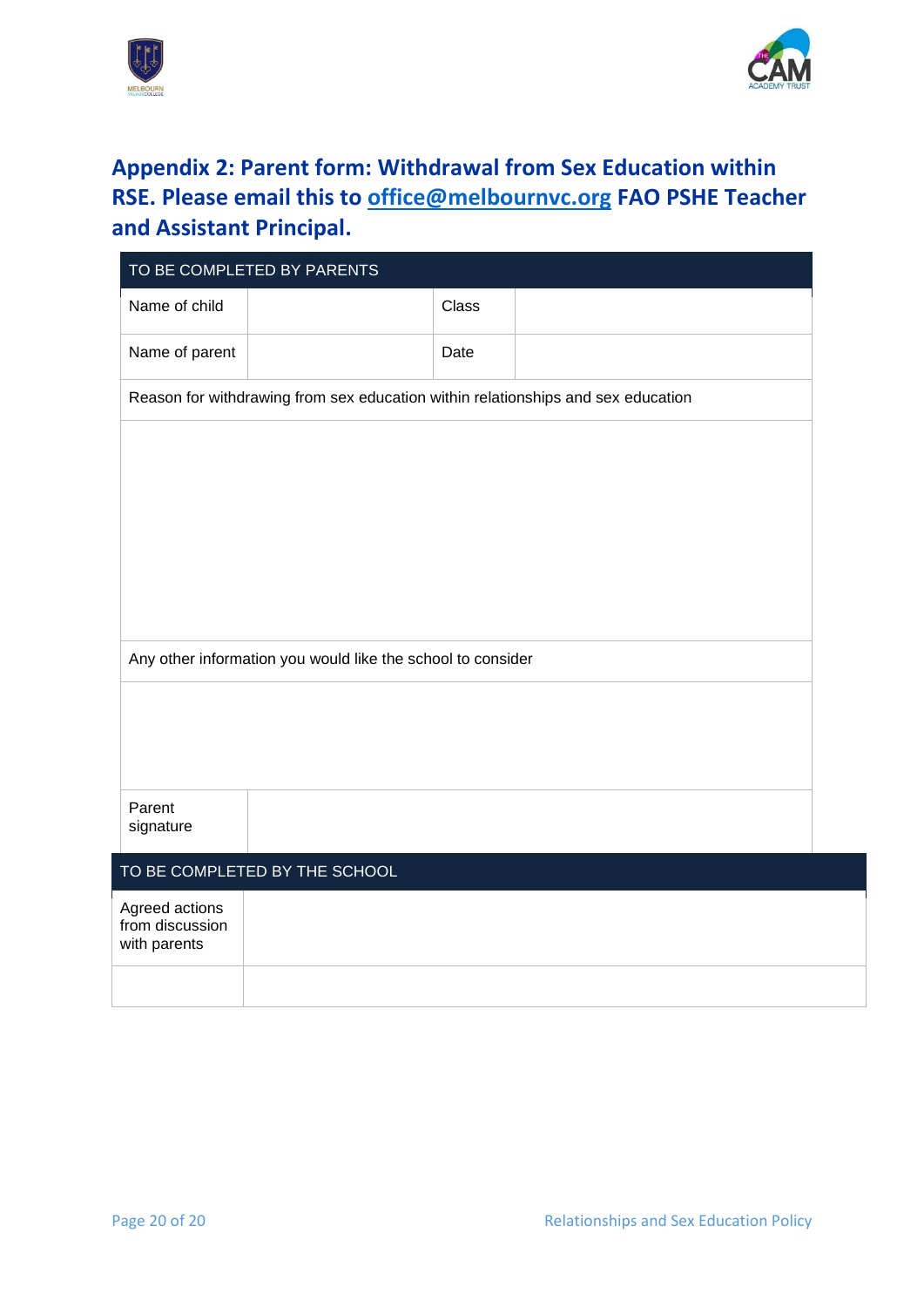## Appendix 2: Parent form: Withdrawal from Sex Education within RSE. Please email this to office@melbournvc.org FAO PSHE Teacher and Assistant Principal.

| TO BE COMPLETED BY PARENTS | | | |
|---|---|---|---|
| Name of child | | Class | |
| Name of parent | | Date | |
| Reason for withdrawing from sex education within relationships and sex education | | | |
| | | | |
| Any other information you would like the school to consider | | | |
| | | | |
| Parent signature | | | |

| TO BE COMPLETED BY THE SCHOOL | |
|---|---|
| Agreed actions from discussion with parents | |
| | |